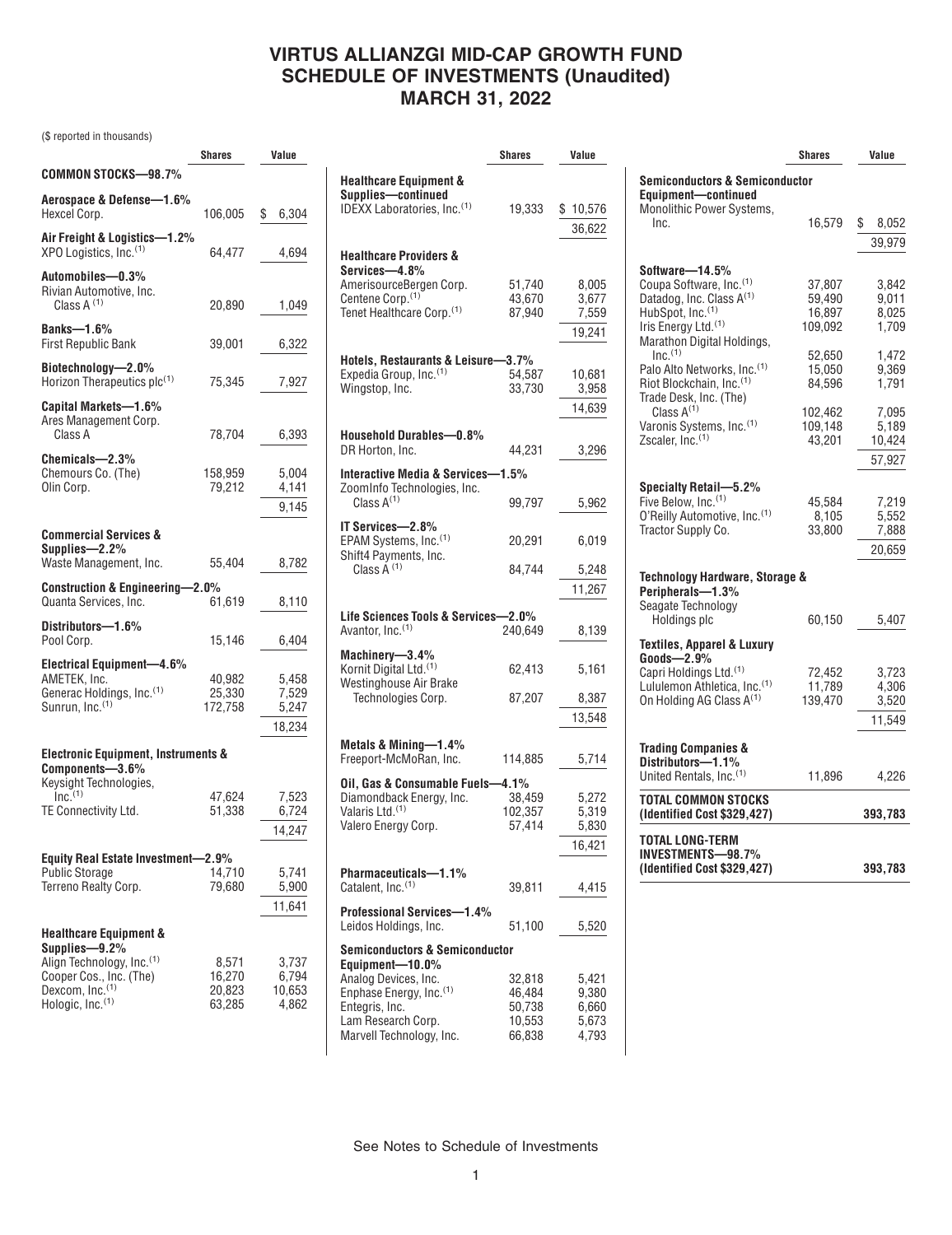# VIRTUS ALLIANZGI MID-CAP GROWTH FUND
# SCHEDULE OF INVESTMENTS (Unaudited)
# MARCH 31, 2022

($ reported in thousands)

| | Shares | Value |
|---|---|---|
| **COMMON STOCKS—98.7%** | | |
| **Aerospace & Defense—1.6%** | | |
| Hexcel Corp. | 106,005 | $ 6,304 |
| **Air Freight & Logistics—1.2%** | | |
| XPO Logistics, Inc.[1] | 64,477 | 4,694 |
| **Automobiles—0.3%** | | |
| Rivian Automotive, Inc. Class A[1] | 20,890 | 1,049 |
| **Banks—1.6%** | | |
| First Republic Bank | 39,001 | 6,322 |
| **Biotechnology—2.0%** | | |
| Horizon Therapeutics plc[1] | 75,345 | 7,927 |
| **Capital Markets—1.6%** | | |
| Ares Management Corp. Class A | 78,704 | 6,393 |
| **Chemicals—2.3%** | | |
| Chemours Co. (The) | 158,959 | 5,004 |
| Olin Corp. | 79,212 | 4,141 |
| | | 9,145 |
| **Commercial Services & Supplies—2.2%** | | |
| Waste Management, Inc. | 55,404 | 8,782 |
| **Construction & Engineering—2.0%** | | |
| Quanta Services, Inc. | 61,619 | 8,110 |
| **Distributors—1.6%** | | |
| Pool Corp. | 15,146 | 6,404 |
| **Electrical Equipment—4.6%** | | |
| AMETEK, Inc. | 40,982 | 5,458 |
| Generac Holdings, Inc.[1] | 25,330 | 7,529 |
| Sunrun, Inc.[1] | 172,758 | 5,247 |
| | | 18,234 |
| **Electronic Equipment, Instruments & Components—3.6%** | | |
| Keysight Technologies, Inc.[1] | 47,624 | 7,523 |
| TE Connectivity Ltd. | 51,338 | 6,724 |
| | | 14,247 |
| **Equity Real Estate Investment—2.9%** | | |
| Public Storage | 14,710 | 5,741 |
| Terreno Realty Corp. | 79,680 | 5,900 |
| | | 11,641 |
| **Healthcare Equipment & Supplies—9.2%** | | |
| Align Technology, Inc.[1] | 8,571 | 3,737 |
| Cooper Cos., Inc. (The) | 16,270 | 6,794 |
| Dexcom, Inc.[1] | 20,823 | 10,653 |
| Hologic, Inc.[1] | 63,285 | 4,862 |
| **Healthcare Equipment & Supplies—continued** | | |
| IDEXX Laboratories, Inc.[1] | 19,333 | $ 10,576 |
| | | 36,622 |
| **Healthcare Providers & Services—4.8%** | | |
| AmerisourceBergen Corp. | 51,740 | 8,005 |
| Centene Corp.[1] | 43,670 | 3,677 |
| Tenet Healthcare Corp.[1] | 87,940 | 7,559 |
| | | 19,241 |
| **Hotels, Restaurants & Leisure—3.7%** | | |
| Expedia Group, Inc.[1] | 54,587 | 10,681 |
| Wingstop, Inc. | 33,730 | 3,958 |
| | | 14,639 |
| **Household Durables—0.8%** | | |
| DR Horton, Inc. | 44,231 | 3,296 |
| **Interactive Media & Services—1.5%** | | |
| ZoomInfo Technologies, Inc. Class A[1] | 99,797 | 5,962 |
| **IT Services—2.8%** | | |
| EPAM Systems, Inc.[1] | 20,291 | 6,019 |
| Shift4 Payments, Inc. Class A[1] | 84,744 | 5,248 |
| | | 11,267 |
| **Life Sciences Tools & Services—2.0%** | | |
| Avantor, Inc.[1] | 240,649 | 8,139 |
| **Machinery—3.4%** | | |
| Kornit Digital Ltd.[1] | 62,413 | 5,161 |
| Westinghouse Air Brake Technologies Corp. | 87,207 | 8,387 |
| | | 13,548 |
| **Metals & Mining—1.4%** | | |
| Freeport-McMoRan, Inc. | 114,885 | 5,714 |
| **Oil, Gas & Consumable Fuels—4.1%** | | |
| Diamondback Energy, Inc. | 38,459 | 5,272 |
| Valaris Ltd.[1] | 102,357 | 5,319 |
| Valero Energy Corp. | 57,414 | 5,830 |
| | | 16,421 |
| **Pharmaceuticals—1.1%** | | |
| Catalent, Inc.[1] | 39,811 | 4,415 |
| **Professional Services—1.4%** | | |
| Leidos Holdings, Inc. | 51,100 | 5,520 |
| **Semiconductors & Semiconductor Equipment—10.0%** | | |
| Analog Devices, Inc. | 32,818 | 5,421 |
| Enphase Energy, Inc.[1] | 46,484 | 9,380 |
| Entegris, Inc. | 50,738 | 6,660 |
| Lam Research Corp. | 10,553 | 5,673 |
| Marvell Technology, Inc. | 66,838 | 4,793 |
| **Semiconductors & Semiconductor Equipment—continued** | | |
| Monolithic Power Systems, Inc. | 16,579 | $ 8,052 |
| | | 39,979 |
| **Software—14.5%** | | |
| Coupa Software, Inc.[1] | 37,807 | 3,842 |
| Datadog, Inc. Class A[1] | 59,490 | 9,011 |
| HubSpot, Inc.[1] | 16,897 | 8,025 |
| Iris Energy Ltd.[1] | 109,092 | 1,709 |
| Marathon Digital Holdings, Inc.[1] | 52,650 | 1,472 |
| Palo Alto Networks, Inc.[1] | 15,050 | 9,369 |
| Riot Blockchain, Inc.[1] | 84,596 | 1,791 |
| Trade Desk, Inc. (The) Class A[1] | 102,462 | 7,095 |
| Varonis Systems, Inc.[1] | 109,148 | 5,189 |
| Zscaler, Inc.[1] | 43,201 | 10,424 |
| | | 57,927 |
| **Specialty Retail—5.2%** | | |
| Five Below, Inc.[1] | 45,584 | 7,219 |
| O'Reilly Automotive, Inc.[1] | 8,105 | 5,552 |
| Tractor Supply Co. | 33,800 | 7,888 |
| | | 20,659 |
| **Technology Hardware, Storage & Peripherals—1.3%** | | |
| Seagate Technology Holdings plc | 60,150 | 5,407 |
| **Textiles, Apparel & Luxury Goods—2.9%** | | |
| Capri Holdings Ltd.[1] | 72,452 | 3,723 |
| Lululemon Athletica, Inc.[1] | 11,789 | 4,306 |
| On Holding AG Class A[1] | 139,470 | 3,520 |
| | | 11,549 |
| **Trading Companies & Distributors—1.1%** | | |
| United Rentals, Inc.[1] | 11,896 | 4,226 |
| **TOTAL COMMON STOCKS (Identified Cost $329,427)** | | **393,783** |
| **TOTAL LONG-TERM INVESTMENTS—98.7% (Identified Cost $329,427)** | | **393,783** |

See Notes to Schedule of Investments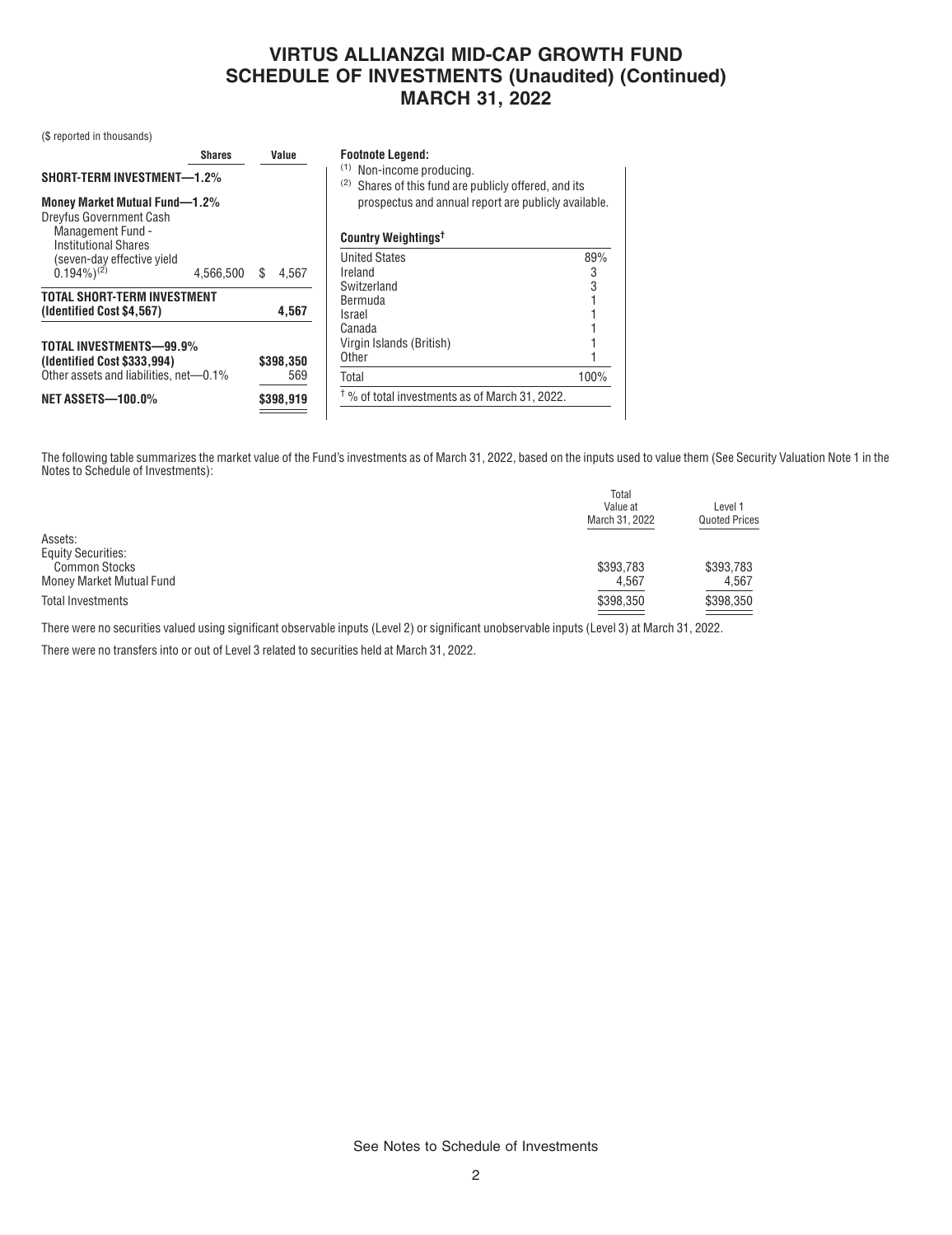# VIRTUS ALLIANZGI MID-CAP GROWTH FUND
## SCHEDULE OF INVESTMENTS (Unaudited) (Continued)
## MARCH 31, 2022

($ reported in thousands)

| | Shares | Value |
|---|---|---|
| **SHORT-TERM INVESTMENT—1.2%** | | |
| **Money Market Mutual Fund—1.2%** | | |
| Dreyfus Government Cash Management Fund - Institutional Shares (seven-day effective yield 0.194%)[2] | 4,566,500 | $ 4,567 |
| **TOTAL SHORT-TERM INVESTMENT (Identified Cost $4,567)** | | **4,567** |
| **TOTAL INVESTMENTS—99.9% (Identified Cost $333,994)** | | **$398,350** |
| Other assets and liabilities, net—0.1% | | 569 |
| **NET ASSETS—100.0%** | | **$398,919** |

**Footnote Legend:**

[1] Non-income producing.

[2] Shares of this fund are publicly offered, and its prospectus and annual report are publicly available.

**Country Weightings†**

| | |
|---|---|
| United States | 89% |
| Ireland | 3 |
| Switzerland | 3 |
| Bermuda | 1 |
| Israel | 1 |
| Canada | 1 |
| Virgin Islands (British) | 1 |
| Other | 1 |
| Total | 100% |

† % of total investments as of March 31, 2022.

The following table summarizes the market value of the Fund's investments as of March 31, 2022, based on the inputs used to value them (See Security Valuation Note 1 in the Notes to Schedule of Investments):

| | Total Value at March 31, 2022 | Level 1 Quoted Prices |
|---|---|---|
| Assets: | | |
| Equity Securities: | | |
| Common Stocks | $393,783 | $393,783 |
| Money Market Mutual Fund | 4,567 | 4,567 |
| Total Investments | $398,350 | $398,350 |

There were no securities valued using significant observable inputs (Level 2) or significant unobservable inputs (Level 3) at March 31, 2022.

There were no transfers into or out of Level 3 related to securities held at March 31, 2022.

See Notes to Schedule of Investments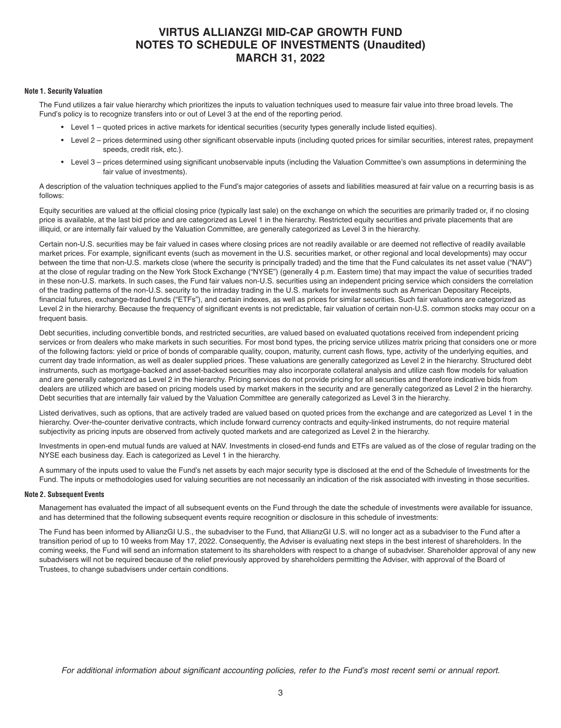# VIRTUS ALLIANZGI MID-CAP GROWTH FUND
# NOTES TO SCHEDULE OF INVESTMENTS (Unaudited)
# MARCH 31, 2022

**Note 1. Security Valuation**

The Fund utilizes a fair value hierarchy which prioritizes the inputs to valuation techniques used to measure fair value into three broad levels. The Fund's policy is to recognize transfers into or out of Level 3 at the end of the reporting period.

- Level 1 – quoted prices in active markets for identical securities (security types generally include listed equities).
- Level 2 – prices determined using other significant observable inputs (including quoted prices for similar securities, interest rates, prepayment speeds, credit risk, etc.).
- Level 3 – prices determined using significant unobservable inputs (including the Valuation Committee's own assumptions in determining the fair value of investments).

A description of the valuation techniques applied to the Fund's major categories of assets and liabilities measured at fair value on a recurring basis is as follows:

Equity securities are valued at the official closing price (typically last sale) on the exchange on which the securities are primarily traded or, if no closing price is available, at the last bid price and are categorized as Level 1 in the hierarchy. Restricted equity securities and private placements that are illiquid, or are internally fair valued by the Valuation Committee, are generally categorized as Level 3 in the hierarchy.

Certain non-U.S. securities may be fair valued in cases where closing prices are not readily available or are deemed not reflective of readily available market prices. For example, significant events (such as movement in the U.S. securities market, or other regional and local developments) may occur between the time that non-U.S. markets close (where the security is principally traded) and the time that the Fund calculates its net asset value ("NAV") at the close of regular trading on the New York Stock Exchange ("NYSE") (generally 4 p.m. Eastern time) that may impact the value of securities traded in these non-U.S. markets. In such cases, the Fund fair values non-U.S. securities using an independent pricing service which considers the correlation of the trading patterns of the non-U.S. security to the intraday trading in the U.S. markets for investments such as American Depositary Receipts, financial futures, exchange-traded funds ("ETFs"), and certain indexes, as well as prices for similar securities. Such fair valuations are categorized as Level 2 in the hierarchy. Because the frequency of significant events is not predictable, fair valuation of certain non-U.S. common stocks may occur on a frequent basis.

Debt securities, including convertible bonds, and restricted securities, are valued based on evaluated quotations received from independent pricing services or from dealers who make markets in such securities. For most bond types, the pricing service utilizes matrix pricing that considers one or more of the following factors: yield or price of bonds of comparable quality, coupon, maturity, current cash flows, type, activity of the underlying equities, and current day trade information, as well as dealer supplied prices. These valuations are generally categorized as Level 2 in the hierarchy. Structured debt instruments, such as mortgage-backed and asset-backed securities may also incorporate collateral analysis and utilize cash flow models for valuation and are generally categorized as Level 2 in the hierarchy. Pricing services do not provide pricing for all securities and therefore indicative bids from dealers are utilized which are based on pricing models used by market makers in the security and are generally categorized as Level 2 in the hierarchy. Debt securities that are internally fair valued by the Valuation Committee are generally categorized as Level 3 in the hierarchy.

Listed derivatives, such as options, that are actively traded are valued based on quoted prices from the exchange and are categorized as Level 1 in the hierarchy. Over-the-counter derivative contracts, which include forward currency contracts and equity-linked instruments, do not require material subjectivity as pricing inputs are observed from actively quoted markets and are categorized as Level 2 in the hierarchy.

Investments in open-end mutual funds are valued at NAV. Investments in closed-end funds and ETFs are valued as of the close of regular trading on the NYSE each business day. Each is categorized as Level 1 in the hierarchy.

A summary of the inputs used to value the Fund's net assets by each major security type is disclosed at the end of the Schedule of Investments for the Fund. The inputs or methodologies used for valuing securities are not necessarily an indication of the risk associated with investing in those securities.

**Note 2. Subsequent Events**

Management has evaluated the impact of all subsequent events on the Fund through the date the schedule of investments were available for issuance, and has determined that the following subsequent events require recognition or disclosure in this schedule of investments:

The Fund has been informed by AllianzGI U.S., the subadviser to the Fund, that AllianzGI U.S. will no longer act as a subadviser to the Fund after a transition period of up to 10 weeks from May 17, 2022. Consequently, the Adviser is evaluating next steps in the best interest of shareholders. In the coming weeks, the Fund will send an information statement to its shareholders with respect to a change of subadviser. Shareholder approval of any new subadvisers will not be required because of the relief previously approved by shareholders permitting the Adviser, with approval of the Board of Trustees, to change subadvisers under certain conditions.

*For additional information about significant accounting policies, refer to the Fund's most recent semi or annual report.*